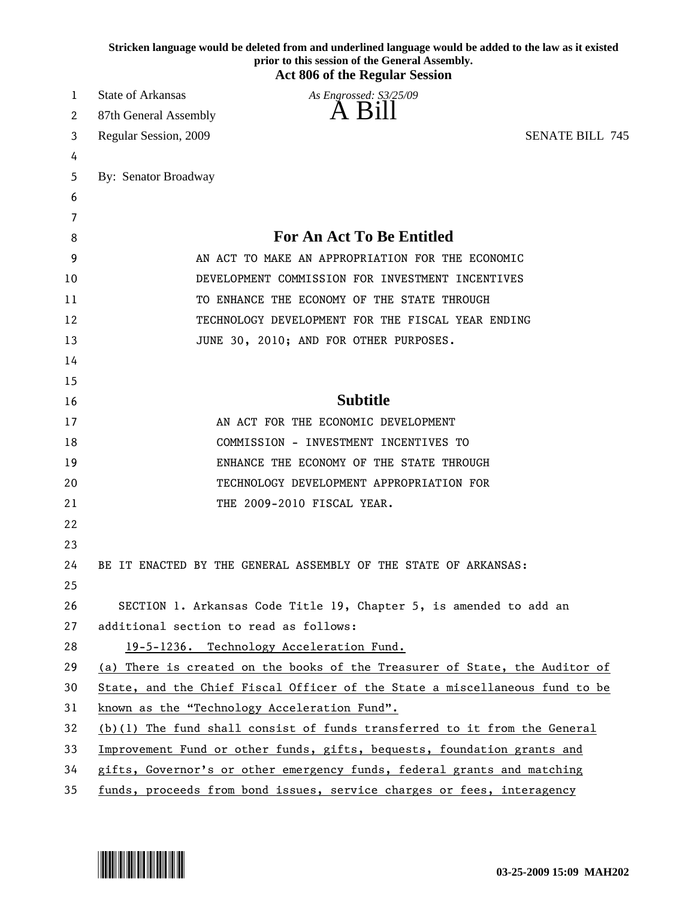**Stricken language would be deleted from and underlined language would be added to the law as it existed prior to this session of the General Assembly.**

**Act 806 of the Regular Session**

State of Arkansas
87th General Assembly
Regular Session, 2009

*As Engrossed: S3/25/09*

# A Bill

SENATE BILL 745

By: Senator Broadway

## For An Act To Be Entitled

AN ACT TO MAKE AN APPROPRIATION FOR THE ECONOMIC DEVELOPMENT COMMISSION FOR INVESTMENT INCENTIVES TO ENHANCE THE ECONOMY OF THE STATE THROUGH TECHNOLOGY DEVELOPMENT FOR THE FISCAL YEAR ENDING JUNE 30, 2010; AND FOR OTHER PURPOSES.

## Subtitle

AN ACT FOR THE ECONOMIC DEVELOPMENT COMMISSION - INVESTMENT INCENTIVES TO ENHANCE THE ECONOMY OF THE STATE THROUGH TECHNOLOGY DEVELOPMENT APPROPRIATION FOR THE 2009-2010 FISCAL YEAR.

BE IT ENACTED BY THE GENERAL ASSEMBLY OF THE STATE OF ARKANSAS:

SECTION 1. Arkansas Code Title 19, Chapter 5, is amended to add an additional section to read as follows:

<u>19-5-1236. Technology Acceleration Fund.</u>

<u>(a) There is created on the books of the Treasurer of State, the Auditor of State, and the Chief Fiscal Officer of the State a miscellaneous fund to be known as the "Technology Acceleration Fund".</u>

<u>(b)(1) The fund shall consist of funds transferred to it from the General Improvement Fund or other funds, gifts, bequests, foundation grants and gifts, Governor's or other emergency funds, federal grants and matching funds, proceeds from bond issues, service charges or fees, interagency</u>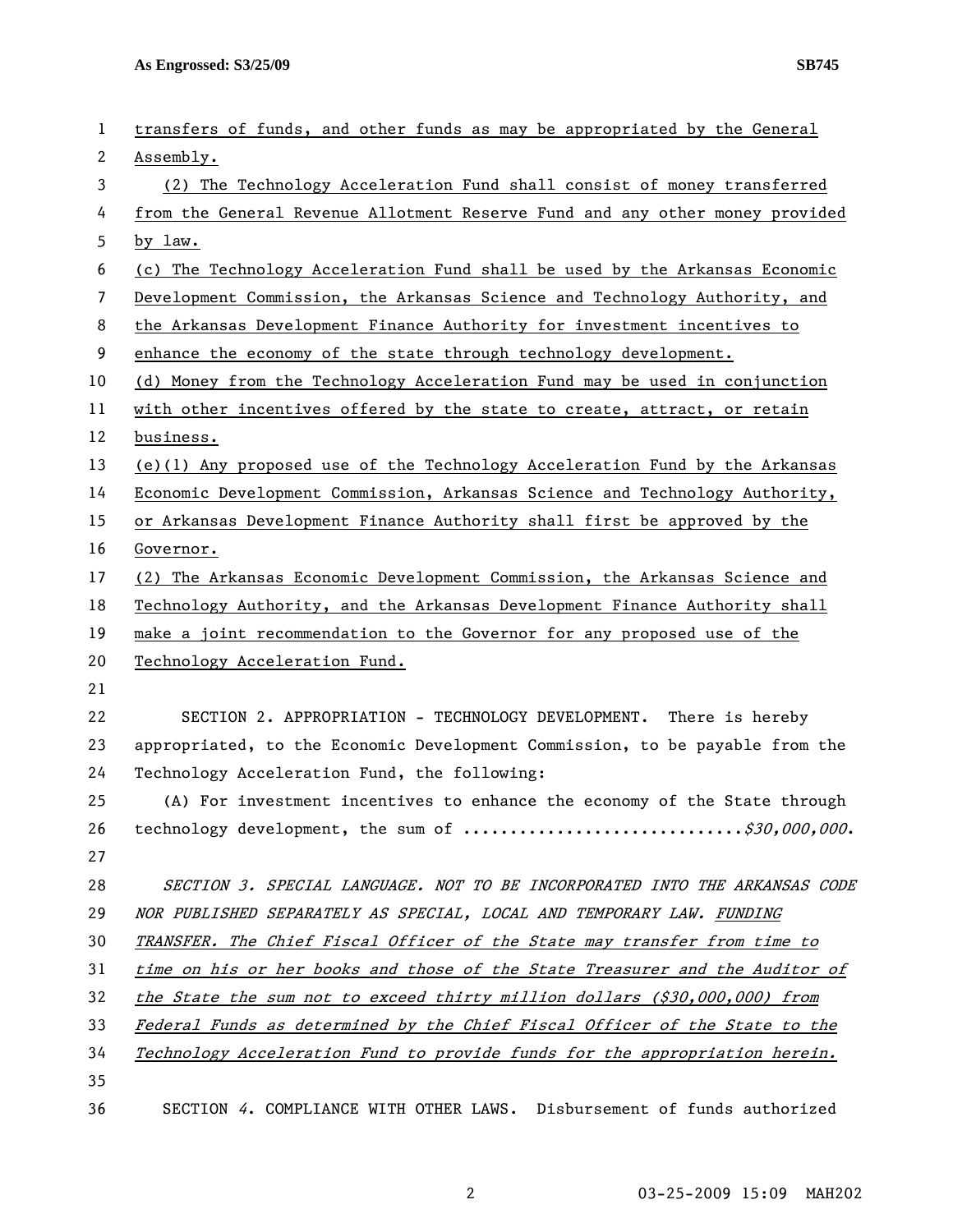transfers of funds, and other funds as may be appropriated by the General Assembly.

(2) The Technology Acceleration Fund shall consist of money transferred from the General Revenue Allotment Reserve Fund and any other money provided by law.

(c) The Technology Acceleration Fund shall be used by the Arkansas Economic Development Commission, the Arkansas Science and Technology Authority, and the Arkansas Development Finance Authority for investment incentives to enhance the economy of the state through technology development.

(d) Money from the Technology Acceleration Fund may be used in conjunction with other incentives offered by the state to create, attract, or retain business.

(e)(1) Any proposed use of the Technology Acceleration Fund by the Arkansas Economic Development Commission, Arkansas Science and Technology Authority, or Arkansas Development Finance Authority shall first be approved by the Governor.

(2) The Arkansas Economic Development Commission, the Arkansas Science and Technology Authority, and the Arkansas Development Finance Authority shall make a joint recommendation to the Governor for any proposed use of the Technology Acceleration Fund.

SECTION 2. APPROPRIATION - TECHNOLOGY DEVELOPMENT. There is hereby appropriated, to the Economic Development Commission, to be payable from the Technology Acceleration Fund, the following:

(A) For investment incentives to enhance the economy of the State through technology development, the sum of ............................*$30,000,000*.

*SECTION 3. SPECIAL LANGUAGE. NOT TO BE INCORPORATED INTO THE ARKANSAS CODE NOR PUBLISHED SEPARATELY AS SPECIAL, LOCAL AND TEMPORARY LAW. FUNDING TRANSFER. The Chief Fiscal Officer of the State may transfer from time to time on his or her books and those of the State Treasurer and the Auditor of the State the sum not to exceed thirty million dollars ($30,000,000) from Federal Funds as determined by the Chief Fiscal Officer of the State to the Technology Acceleration Fund to provide funds for the appropriation herein.*

SECTION *4*. COMPLIANCE WITH OTHER LAWS. Disbursement of funds authorized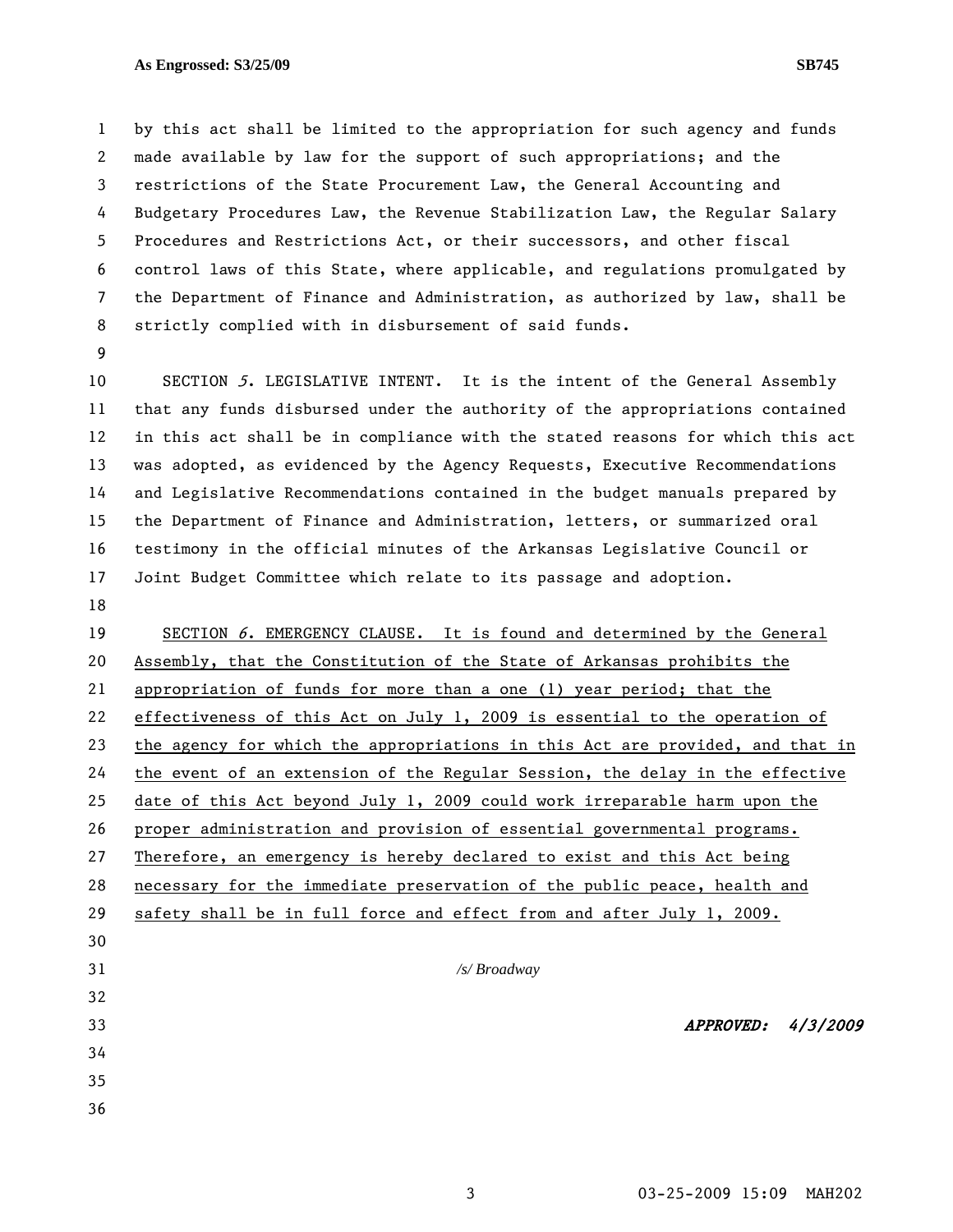by this act shall be limited to the appropriation for such agency and funds made available by law for the support of such appropriations; and the restrictions of the State Procurement Law, the General Accounting and Budgetary Procedures Law, the Revenue Stabilization Law, the Regular Salary Procedures and Restrictions Act, or their successors, and other fiscal control laws of this State, where applicable, and regulations promulgated by the Department of Finance and Administration, as authorized by law, shall be strictly complied with in disbursement of said funds.

SECTION *5*. LEGISLATIVE INTENT. It is the intent of the General Assembly that any funds disbursed under the authority of the appropriations contained in this act shall be in compliance with the stated reasons for which this act was adopted, as evidenced by the Agency Requests, Executive Recommendations and Legislative Recommendations contained in the budget manuals prepared by the Department of Finance and Administration, letters, or summarized oral testimony in the official minutes of the Arkansas Legislative Council or Joint Budget Committee which relate to its passage and adoption.

SECTION *6*. EMERGENCY CLAUSE. It is found and determined by the General Assembly, that the Constitution of the State of Arkansas prohibits the appropriation of funds for more than a one (1) year period; that the effectiveness of this Act on July 1, 2009 is essential to the operation of the agency for which the appropriations in this Act are provided, and that in the event of an extension of the Regular Session, the delay in the effective date of this Act beyond July 1, 2009 could work irreparable harm upon the proper administration and provision of essential governmental programs. Therefore, an emergency is hereby declared to exist and this Act being necessary for the immediate preservation of the public peace, health and safety shall be in full force and effect from and after July 1, 2009.

*/s/ Broadway*

***APPROVED: 4/3/2009***